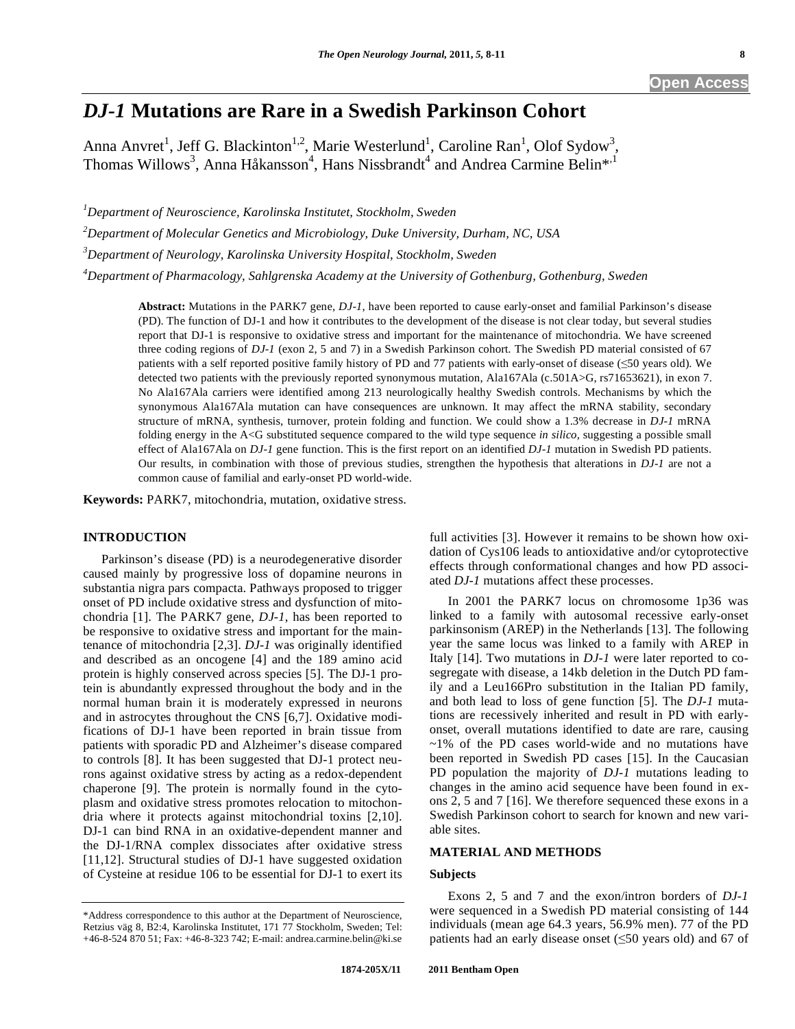# *DJ-1* Mutations are Rare in a Swedish Parkinson Cohort

Anna Anvret[1], Jeff G. Blackinton[1,2], Marie Westerlund[1], Caroline Ran[1], Olof Sydow[3], Thomas Willows[3], Anna Håkansson[4], Hans Nissbrandt[4] and Andrea Carmine Belin*[,1]

[1]*Department of Neuroscience, Karolinska Institutet, Stockholm, Sweden*

[2]*Department of Molecular Genetics and Microbiology, Duke University, Durham, NC, USA*

[3]*Department of Neurology, Karolinska University Hospital, Stockholm, Sweden*

[4]*Department of Pharmacology, Sahlgrenska Academy at the University of Gothenburg, Gothenburg, Sweden*

**Abstract:** Mutations in the PARK7 gene, *DJ-1*, have been reported to cause early-onset and familial Parkinson's disease (PD). The function of DJ-1 and how it contributes to the development of the disease is not clear today, but several studies report that DJ-1 is responsive to oxidative stress and important for the maintenance of mitochondria. We have screened three coding regions of *DJ-1* (exon 2, 5 and 7) in a Swedish Parkinson cohort. The Swedish PD material consisted of 67 patients with a self reported positive family history of PD and 77 patients with early-onset of disease (≤50 years old). We detected two patients with the previously reported synonymous mutation, Ala167Ala (c.501A>G, rs71653621), in exon 7. No Ala167Ala carriers were identified among 213 neurologically healthy Swedish controls. Mechanisms by which the synonymous Ala167Ala mutation can have consequences are unknown. It may affect the mRNA stability, secondary structure of mRNA, synthesis, turnover, protein folding and function. We could show a 1.3% decrease in *DJ-1* mRNA folding energy in the A<G substituted sequence compared to the wild type sequence *in silico*, suggesting a possible small effect of Ala167Ala on *DJ-1* gene function. This is the first report on an identified *DJ-1* mutation in Swedish PD patients. Our results, in combination with those of previous studies, strengthen the hypothesis that alterations in *DJ-1* are not a common cause of familial and early-onset PD world-wide.

**Keywords:** PARK7, mitochondria, mutation, oxidative stress.

## INTRODUCTION

Parkinson's disease (PD) is a neurodegenerative disorder caused mainly by progressive loss of dopamine neurons in substantia nigra pars compacta. Pathways proposed to trigger onset of PD include oxidative stress and dysfunction of mitochondria [1]. The PARK7 gene, *DJ-1*, has been reported to be responsive to oxidative stress and important for the maintenance of mitochondria [2,3]. *DJ-1* was originally identified and described as an oncogene [4] and the 189 amino acid protein is highly conserved across species [5]. The DJ-1 protein is abundantly expressed throughout the body and in the normal human brain it is moderately expressed in neurons and in astrocytes throughout the CNS [6,7]. Oxidative modifications of DJ-1 have been reported in brain tissue from patients with sporadic PD and Alzheimer's disease compared to controls [8]. It has been suggested that DJ-1 protect neurons against oxidative stress by acting as a redox-dependent chaperone [9]. The protein is normally found in the cytoplasm and oxidative stress promotes relocation to mitochondria where it protects against mitochondrial toxins [2,10]. DJ-1 can bind RNA in an oxidative-dependent manner and the DJ-1/RNA complex dissociates after oxidative stress [11,12]. Structural studies of DJ-1 have suggested oxidation of Cysteine at residue 106 to be essential for DJ-1 to exert its full activities [3]. However it remains to be shown how oxidation of Cys106 leads to antioxidative and/or cytoprotective effects through conformational changes and how PD associated *DJ-1* mutations affect these processes.

In 2001 the PARK7 locus on chromosome 1p36 was linked to a family with autosomal recessive early-onset parkinsonism (AREP) in the Netherlands [13]. The following year the same locus was linked to a family with AREP in Italy [14]. Two mutations in *DJ-1* were later reported to co-segregate with disease, a 14kb deletion in the Dutch PD family and a Leu166Pro substitution in the Italian PD family, and both lead to loss of gene function [5]. The *DJ-1* mutations are recessively inherited and result in PD with early-onset, overall mutations identified to date are rare, causing ~1% of the PD cases world-wide and no mutations have been reported in Swedish PD cases [15]. In the Caucasian PD population the majority of *DJ-1* mutations leading to changes in the amino acid sequence have been found in exons 2, 5 and 7 [16]. We therefore sequenced these exons in a Swedish Parkinson cohort to search for known and new variable sites.

## MATERIAL AND METHODS

### Subjects

Exons 2, 5 and 7 and the exon/intron borders of *DJ-1* were sequenced in a Swedish PD material consisting of 144 individuals (mean age 64.3 years, 56.9% men). 77 of the PD patients had an early disease onset (≤50 years old) and 67 of

*Address correspondence to this author at the Department of Neuroscience, Retzius väg 8, B2:4, Karolinska Institutet, 171 77 Stockholm, Sweden; Tel: +46-8-524 870 51; Fax: +46-8-323 742; E-mail: andrea.carmine.belin@ki.se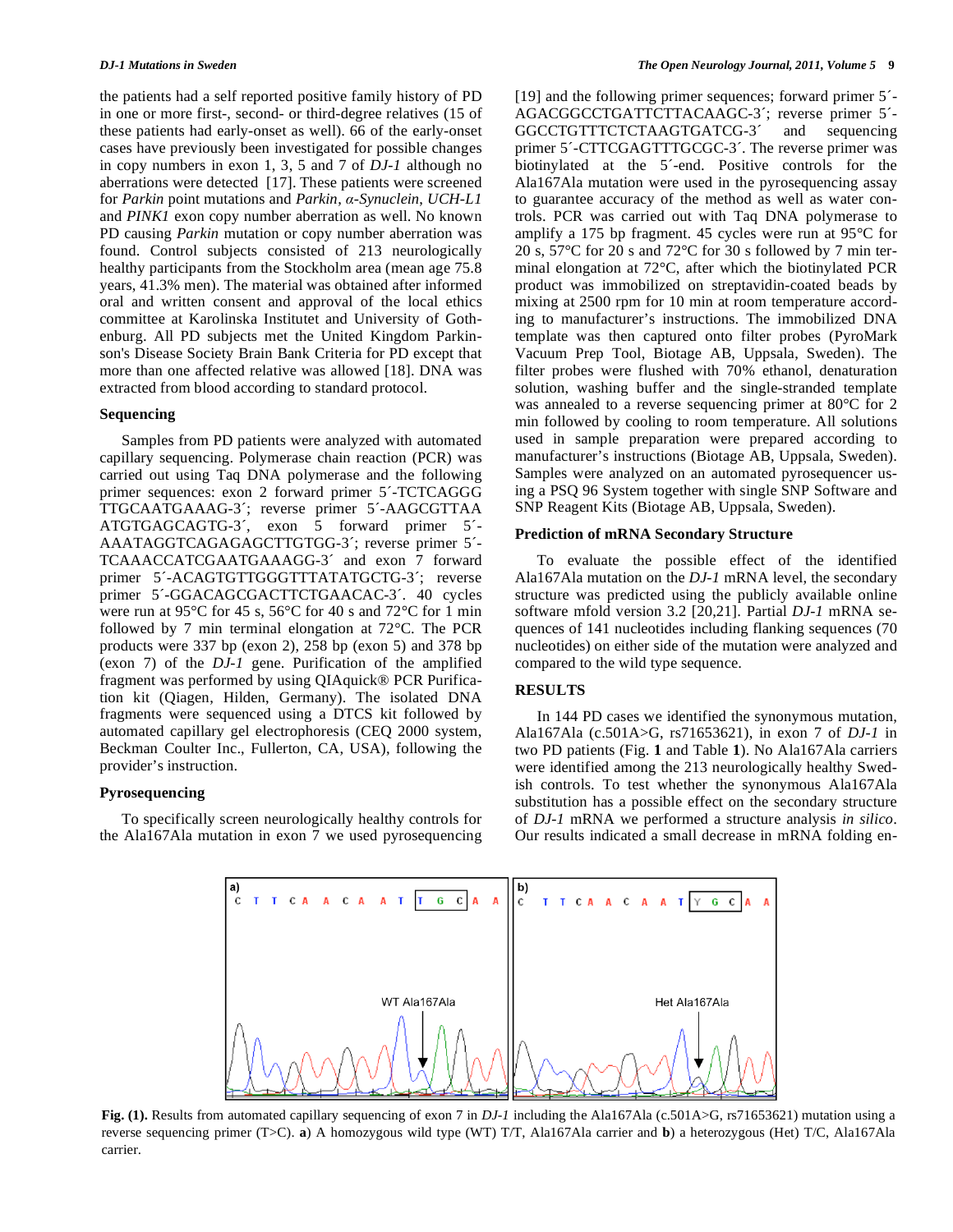the patients had a self reported positive family history of PD in one or more first-, second- or third-degree relatives (15 of these patients had early-onset as well). 66 of the early-onset cases have previously been investigated for possible changes in copy numbers in exon 1, 3, 5 and 7 of *DJ-1* although no aberrations were detected [17]. These patients were screened for *Parkin* point mutations and *Parkin*, *α-Synuclein*, *UCH-L1* and *PINK1* exon copy number aberration as well. No known PD causing *Parkin* mutation or copy number aberration was found. Control subjects consisted of 213 neurologically healthy participants from the Stockholm area (mean age 75.8 years, 41.3% men). The material was obtained after informed oral and written consent and approval of the local ethics committee at Karolinska Institutet and University of Gothenburg. All PD subjects met the United Kingdom Parkinson's Disease Society Brain Bank Criteria for PD except that more than one affected relative was allowed [18]. DNA was extracted from blood according to standard protocol.

### Sequencing

Samples from PD patients were analyzed with automated capillary sequencing. Polymerase chain reaction (PCR) was carried out using Taq DNA polymerase and the following primer sequences: exon 2 forward primer 5´-TCTCAGGGTTGCAATGAAAG-3´; reverse primer 5´-AAGCGTTAAATGTGAGCAGTG-3´, exon 5 forward primer 5´-AAATAGGTCAGAGAGCTTGTGG-3´; reverse primer 5´-TCAAACCATCGAATGAAAGG-3´ and exon 7 forward primer 5´-ACAGTGTTGGGTTTATATGCTG-3´; reverse primer 5´-GGACAGCGACTTCTGAACAC-3´. 40 cycles were run at 95°C for 45 s, 56°C for 40 s and 72°C for 1 min followed by 7 min terminal elongation at 72°C. The PCR products were 337 bp (exon 2), 258 bp (exon 5) and 378 bp (exon 7) of the *DJ-1* gene. Purification of the amplified fragment was performed by using QIAquick® PCR Purification kit (Qiagen, Hilden, Germany). The isolated DNA fragments were sequenced using a DTCS kit followed by automated capillary gel electrophoresis (CEQ 2000 system, Beckman Coulter Inc., Fullerton, CA, USA), following the provider's instruction.

### Pyrosequencing

To specifically screen neurologically healthy controls for the Ala167Ala mutation in exon 7 we used pyrosequencing [19] and the following primer sequences; forward primer 5´-AGACGGCCTGATTCTTACAAGC-3´; reverse primer 5´-GGCCTGTTTCTCTAAGTGATCG-3´ and sequencing primer 5´-CTTCGAGTTTGCGC-3´. The reverse primer was biotinylated at the 5´-end. Positive controls for the Ala167Ala mutation were used in the pyrosequencing assay to guarantee accuracy of the method as well as water controls. PCR was carried out with Taq DNA polymerase to amplify a 175 bp fragment. 45 cycles were run at 95°C for 20 s, 57°C for 20 s and 72°C for 30 s followed by 7 min terminal elongation at 72°C, after which the biotinylated PCR product was immobilized on streptavidin-coated beads by mixing at 2500 rpm for 10 min at room temperature according to manufacturer's instructions. The immobilized DNA template was then captured onto filter probes (PyroMark Vacuum Prep Tool, Biotage AB, Uppsala, Sweden). The filter probes were flushed with 70% ethanol, denaturation solution, washing buffer and the single-stranded template was annealed to a reverse sequencing primer at 80°C for 2 min followed by cooling to room temperature. All solutions used in sample preparation were prepared according to manufacturer's instructions (Biotage AB, Uppsala, Sweden). Samples were analyzed on an automated pyrosequencer using a PSQ 96 System together with single SNP Software and SNP Reagent Kits (Biotage AB, Uppsala, Sweden).

### Prediction of mRNA Secondary Structure

To evaluate the possible effect of the identified Ala167Ala mutation on the *DJ-1* mRNA level, the secondary structure was predicted using the publicly available online software mfold version 3.2 [20,21]. Partial *DJ-1* mRNA sequences of 141 nucleotides including flanking sequences (70 nucleotides) on either side of the mutation were analyzed and compared to the wild type sequence.

## RESULTS

In 144 PD cases we identified the synonymous mutation, Ala167Ala (c.501A>G, rs71653621), in exon 7 of *DJ-1* in two PD patients (Fig. **1** and Table **1**). No Ala167Ala carriers were identified among the 213 neurologically healthy Swedish controls. To test whether the synonymous Ala167Ala substitution has a possible effect on the secondary structure of *DJ-1* mRNA we performed a structure analysis *in silico*. Our results indicated a small decrease in mRNA folding en-

**Fig. (1).** Results from automated capillary sequencing of exon 7 in *DJ-1* including the Ala167Ala (c.501A>G, rs71653621) mutation using a reverse sequencing primer (T>C). **a**) A homozygous wild type (WT) T/T, Ala167Ala carrier and **b**) a heterozygous (Het) T/C, Ala167Ala carrier.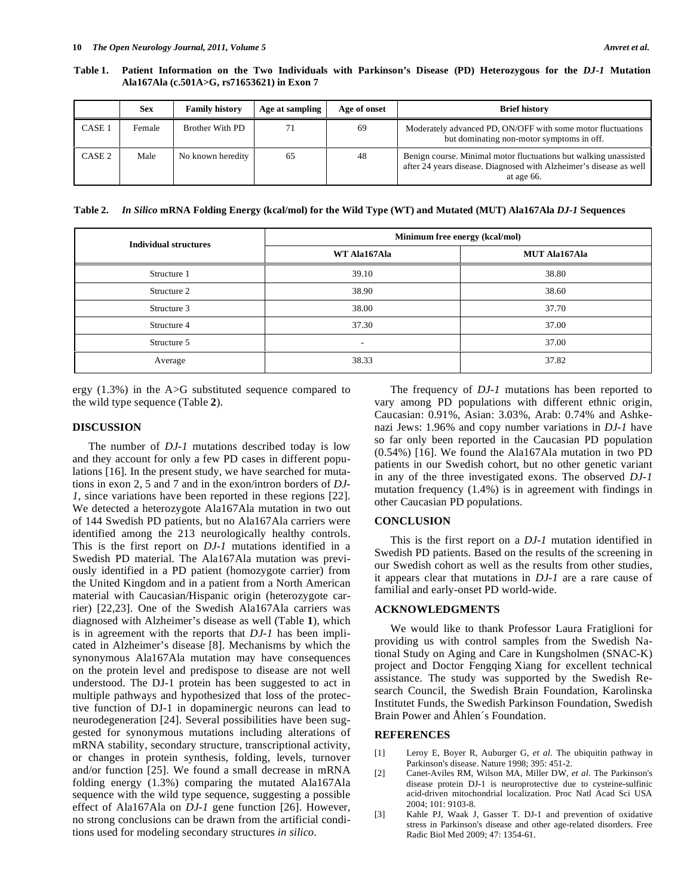**Table 1. Patient Information on the Two Individuals with Parkinson's Disease (PD) Heterozygous for the *DJ-1* Mutation Ala167Ala (c.501A>G, rs71653621) in Exon 7**

| | Sex | Family history | Age at sampling | Age of onset | Brief history |
|---|---|---|---|---|---|
| CASE 1 | Female | Brother With PD | 71 | 69 | Moderately advanced PD, ON/OFF with some motor fluctuations but dominating non-motor symptoms in off. |
| CASE 2 | Male | No known heredity | 65 | 48 | Benign course. Minimal motor fluctuations but walking unassisted after 24 years disease. Diagnosed with Alzheimer's disease as well at age 66. |

**Table 2. *In Silico* mRNA Folding Energy (kcal/mol) for the Wild Type (WT) and Mutated (MUT) Ala167Ala *DJ-1* Sequences**

| Individual structures | Minimum free energy (kcal/mol) | |
|---|---|---|
| | WT Ala167Ala | MUT Ala167Ala |
| Structure 1 | 39.10 | 38.80 |
| Structure 2 | 38.90 | 38.60 |
| Structure 3 | 38.00 | 37.70 |
| Structure 4 | 37.30 | 37.00 |
| Structure 5 | - | 37.00 |
| Average | 38.33 | 37.82 |

ergy (1.3%) in the A>G substituted sequence compared to the wild type sequence (Table **2**).

## DISCUSSION

The number of *DJ-1* mutations described today is low and they account for only a few PD cases in different populations [16]. In the present study, we have searched for mutations in exon 2, 5 and 7 and in the exon/intron borders of *DJ-1*, since variations have been reported in these regions [22]. We detected a heterozygote Ala167Ala mutation in two out of 144 Swedish PD patients, but no Ala167Ala carriers were identified among the 213 neurologically healthy controls. This is the first report on *DJ-1* mutations identified in a Swedish PD material. The Ala167Ala mutation was previously identified in a PD patient (homozygote carrier) from the United Kingdom and in a patient from a North American material with Caucasian/Hispanic origin (heterozygote carrier) [22,23]. One of the Swedish Ala167Ala carriers was diagnosed with Alzheimer's disease as well (Table **1**), which is in agreement with the reports that *DJ-1* has been implicated in Alzheimer's disease [8]. Mechanisms by which the synonymous Ala167Ala mutation may have consequences on the protein level and predispose to disease are not well understood. The DJ-1 protein has been suggested to act in multiple pathways and hypothesized that loss of the protective function of DJ-1 in dopaminergic neurons can lead to neurodegeneration [24]. Several possibilities have been suggested for synonymous mutations including alterations of mRNA stability, secondary structure, transcriptional activity, or changes in protein synthesis, folding, levels, turnover and/or function [25]. We found a small decrease in mRNA folding energy (1.3%) comparing the mutated Ala167Ala sequence with the wild type sequence, suggesting a possible effect of Ala167Ala on *DJ-1* gene function [26]. However, no strong conclusions can be drawn from the artificial conditions used for modeling secondary structures *in silico*.

The frequency of *DJ-1* mutations has been reported to vary among PD populations with different ethnic origin, Caucasian: 0.91%, Asian: 3.03%, Arab: 0.74% and Ashkenazi Jews: 1.96% and copy number variations in *DJ-1* have so far only been reported in the Caucasian PD population (0.54%) [16]. We found the Ala167Ala mutation in two PD patients in our Swedish cohort, but no other genetic variant in any of the three investigated exons. The observed *DJ-1* mutation frequency (1.4%) is in agreement with findings in other Caucasian PD populations.

## CONCLUSION

This is the first report on a *DJ-1* mutation identified in Swedish PD patients. Based on the results of the screening in our Swedish cohort as well as the results from other studies, it appears clear that mutations in *DJ-1* are a rare cause of familial and early-onset PD world-wide.

## ACKNOWLEDGMENTS

We would like to thank Professor Laura Fratiglioni for providing us with control samples from the Swedish National Study on Aging and Care in Kungsholmen (SNAC-K) project and Doctor Fengqing Xiang for excellent technical assistance. The study was supported by the Swedish Research Council, the Swedish Brain Foundation, Karolinska Institutet Funds, the Swedish Parkinson Foundation, Swedish Brain Power and Åhlen´s Foundation.

## REFERENCES

[1] Leroy E, Boyer R, Auburger G, *et al*. The ubiquitin pathway in Parkinson's disease. Nature 1998; 395: 451-2.

[2] Canet-Aviles RM, Wilson MA, Miller DW, *et al*. The Parkinson's disease protein DJ-1 is neuroprotective due to cysteine-sulfinic acid-driven mitochondrial localization. Proc Natl Acad Sci USA 2004; 101: 9103-8.

[3] Kahle PJ, Waak J, Gasser T. DJ-1 and prevention of oxidative stress in Parkinson's disease and other age-related disorders. Free Radic Biol Med 2009; 47: 1354-61.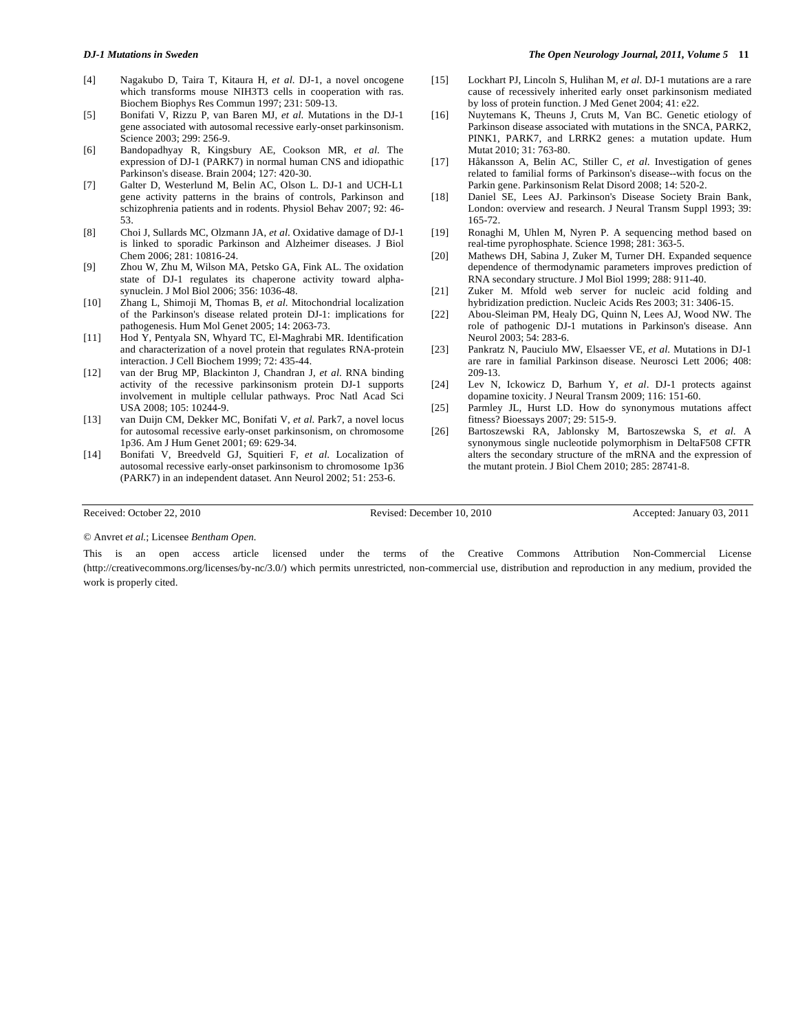[4] Nagakubo D, Taira T, Kitaura H, *et al.* DJ-1, a novel oncogene which transforms mouse NIH3T3 cells in cooperation with ras. Biochem Biophys Res Commun 1997; 231: 509-13.

[5] Bonifati V, Rizzu P, van Baren MJ, *et al.* Mutations in the DJ-1 gene associated with autosomal recessive early-onset parkinsonism. Science 2003; 299: 256-9.

[6] Bandopadhyay R, Kingsbury AE, Cookson MR, *et al.* The expression of DJ-1 (PARK7) in normal human CNS and idiopathic Parkinson's disease. Brain 2004; 127: 420-30.

[7] Galter D, Westerlund M, Belin AC, Olson L. DJ-1 and UCH-L1 gene activity patterns in the brains of controls, Parkinson and schizophrenia patients and in rodents. Physiol Behav 2007; 92: 46-53.

[8] Choi J, Sullards MC, Olzmann JA, *et al.* Oxidative damage of DJ-1 is linked to sporadic Parkinson and Alzheimer diseases. J Biol Chem 2006; 281: 10816-24.

[9] Zhou W, Zhu M, Wilson MA, Petsko GA, Fink AL. The oxidation state of DJ-1 regulates its chaperone activity toward alpha-synuclein. J Mol Biol 2006; 356: 1036-48.

[10] Zhang L, Shimoji M, Thomas B, *et al.* Mitochondrial localization of the Parkinson's disease related protein DJ-1: implications for pathogenesis. Hum Mol Genet 2005; 14: 2063-73.

[11] Hod Y, Pentyala SN, Whyard TC, El-Maghrabi MR. Identification and characterization of a novel protein that regulates RNA-protein interaction. J Cell Biochem 1999; 72: 435-44.

[12] van der Brug MP, Blackinton J, Chandran J, *et al.* RNA binding activity of the recessive parkinsonism protein DJ-1 supports involvement in multiple cellular pathways. Proc Natl Acad Sci USA 2008; 105: 10244-9.

[13] van Duijn CM, Dekker MC, Bonifati V, *et al.* Park7, a novel locus for autosomal recessive early-onset parkinsonism, on chromosome 1p36. Am J Hum Genet 2001; 69: 629-34.

[14] Bonifati V, Breedveld GJ, Squitieri F, *et al.* Localization of autosomal recessive early-onset parkinsonism to chromosome 1p36 (PARK7) in an independent dataset. Ann Neurol 2002; 51: 253-6.

[15] Lockhart PJ, Lincoln S, Hulihan M, *et al.* DJ-1 mutations are a rare cause of recessively inherited early onset parkinsonism mediated by loss of protein function. J Med Genet 2004; 41: e22.

[16] Nuytemans K, Theuns J, Cruts M, Van BC. Genetic etiology of Parkinson disease associated with mutations in the SNCA, PARK2, PINK1, PARK7, and LRRK2 genes: a mutation update. Hum Mutat 2010; 31: 763-80.

[17] Håkansson A, Belin AC, Stiller C, *et al.* Investigation of genes related to familial forms of Parkinson's disease--with focus on the Parkin gene. Parkinsonism Relat Disord 2008; 14: 520-2.

[18] Daniel SE, Lees AJ. Parkinson's Disease Society Brain Bank, London: overview and research. J Neural Transm Suppl 1993; 39: 165-72.

[19] Ronaghi M, Uhlen M, Nyren P. A sequencing method based on real-time pyrophosphate. Science 1998; 281: 363-5.

[20] Mathews DH, Sabina J, Zuker M, Turner DH. Expanded sequence dependence of thermodynamic parameters improves prediction of RNA secondary structure. J Mol Biol 1999; 288: 911-40.

[21] Zuker M. Mfold web server for nucleic acid folding and hybridization prediction. Nucleic Acids Res 2003; 31: 3406-15.

[22] Abou-Sleiman PM, Healy DG, Quinn N, Lees AJ, Wood NW. The role of pathogenic DJ-1 mutations in Parkinson's disease. Ann Neurol 2003; 54: 283-6.

[23] Pankratz N, Pauciulo MW, Elsaesser VE, *et al.* Mutations in DJ-1 are rare in familial Parkinson disease. Neurosci Lett 2006; 408: 209-13.

[24] Lev N, Ickowicz D, Barhum Y, *et al*. DJ-1 protects against dopamine toxicity. J Neural Transm 2009; 116: 151-60.

[25] Parmley JL, Hurst LD. How do synonymous mutations affect fitness? Bioessays 2007; 29: 515-9.

[26] Bartoszewski RA, Jablonsky M, Bartoszewska S, *et al.* A synonymous single nucleotide polymorphism in DeltaF508 CFTR alters the secondary structure of the mRNA and the expression of the mutant protein. J Biol Chem 2010; 285: 28741-8.

---

Received: October 22, 2010 Revised: December 10, 2010 Accepted: January 03, 2011

© Anvret *et al.*; Licensee *Bentham Open.*

This is an open access article licensed under the terms of the Creative Commons Attribution Non-Commercial License (http://creativecommons.org/licenses/by-nc/3.0/) which permits unrestricted, non-commercial use, distribution and reproduction in any medium, provided the work is properly cited.